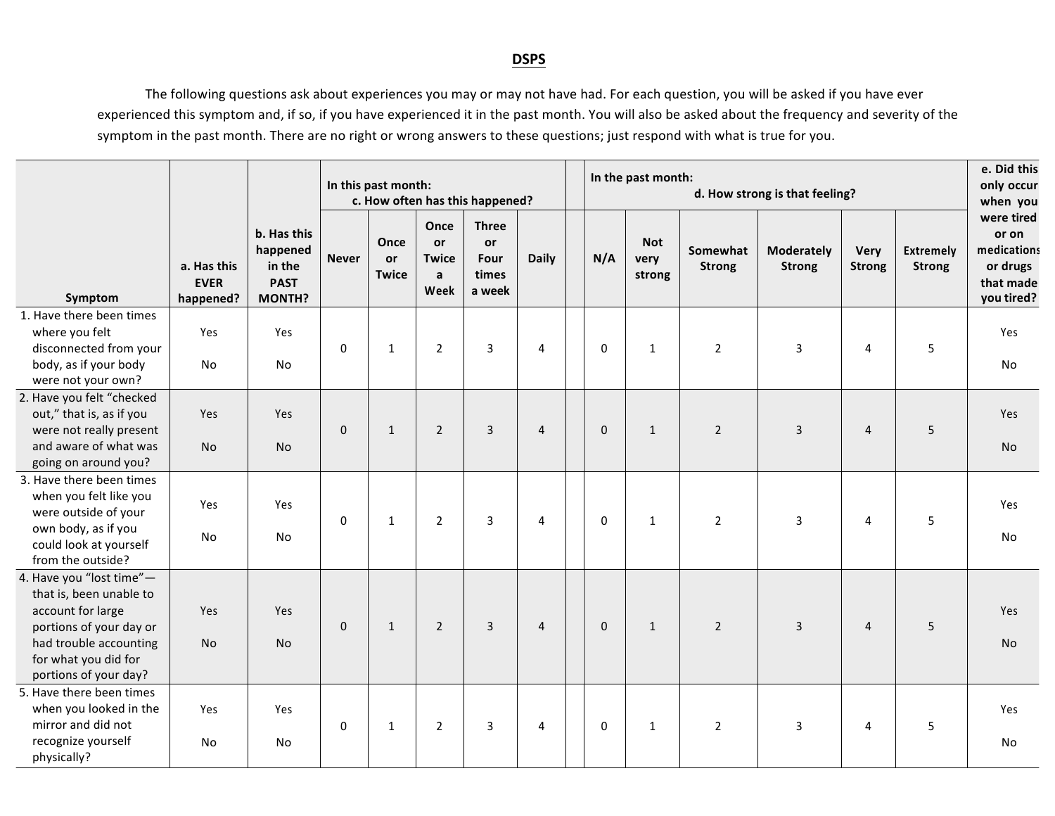# DSPS

The following questions ask about experiences you may or may not have had. For each question, you will be asked if you have ever experienced this symptom and, if so, if you have experienced it in the past month. You will also be asked about the frequency and severity of the symptom in the past month. There are no right or wrong answers to these questions; just respond with what is true for you.

| Symptom | a. Has this EVER happened? | b. Has this happened in the PAST MONTH? | In this past month: c. How often has this happened? | | | | | | In the past month: d. How strong is that feeling? | | | | | | e. Did this only occur when you were tired or on medications or drugs that made you tired? |
|---|---|---|---|---|---|---|---|---|---|---|---|---|---|---|---|
| | | | Never | Once or Twice | Once or Twice a Week | Three or Four times a week | Daily | | N/A | Not very strong | Somewhat Strong | Moderately Strong | Very Strong | Extremely Strong | |
| 1. Have there been times where you felt disconnected from your body, as if your body were not your own? | Yes No | Yes No | 0 | 1 | 2 | 3 | 4 | | 0 | 1 | 2 | 3 | 4 | 5 | Yes No |
| 2. Have you felt "checked out," that is, as if you were not really present and aware of what was going on around you? | Yes No | Yes No | 0 | 1 | 2 | 3 | 4 | | 0 | 1 | 2 | 3 | 4 | 5 | Yes No |
| 3. Have there been times when you felt like you were outside of your own body, as if you could look at yourself from the outside? | Yes No | Yes No | 0 | 1 | 2 | 3 | 4 | | 0 | 1 | 2 | 3 | 4 | 5 | Yes No |
| 4. Have you "lost time"—that is, been unable to account for large portions of your day or had trouble accounting for what you did for portions of your day? | Yes No | Yes No | 0 | 1 | 2 | 3 | 4 | | 0 | 1 | 2 | 3 | 4 | 5 | Yes No |
| 5. Have there been times when you looked in the mirror and did not recognize yourself physically? | Yes No | Yes No | 0 | 1 | 2 | 3 | 4 | | 0 | 1 | 2 | 3 | 4 | 5 | Yes No |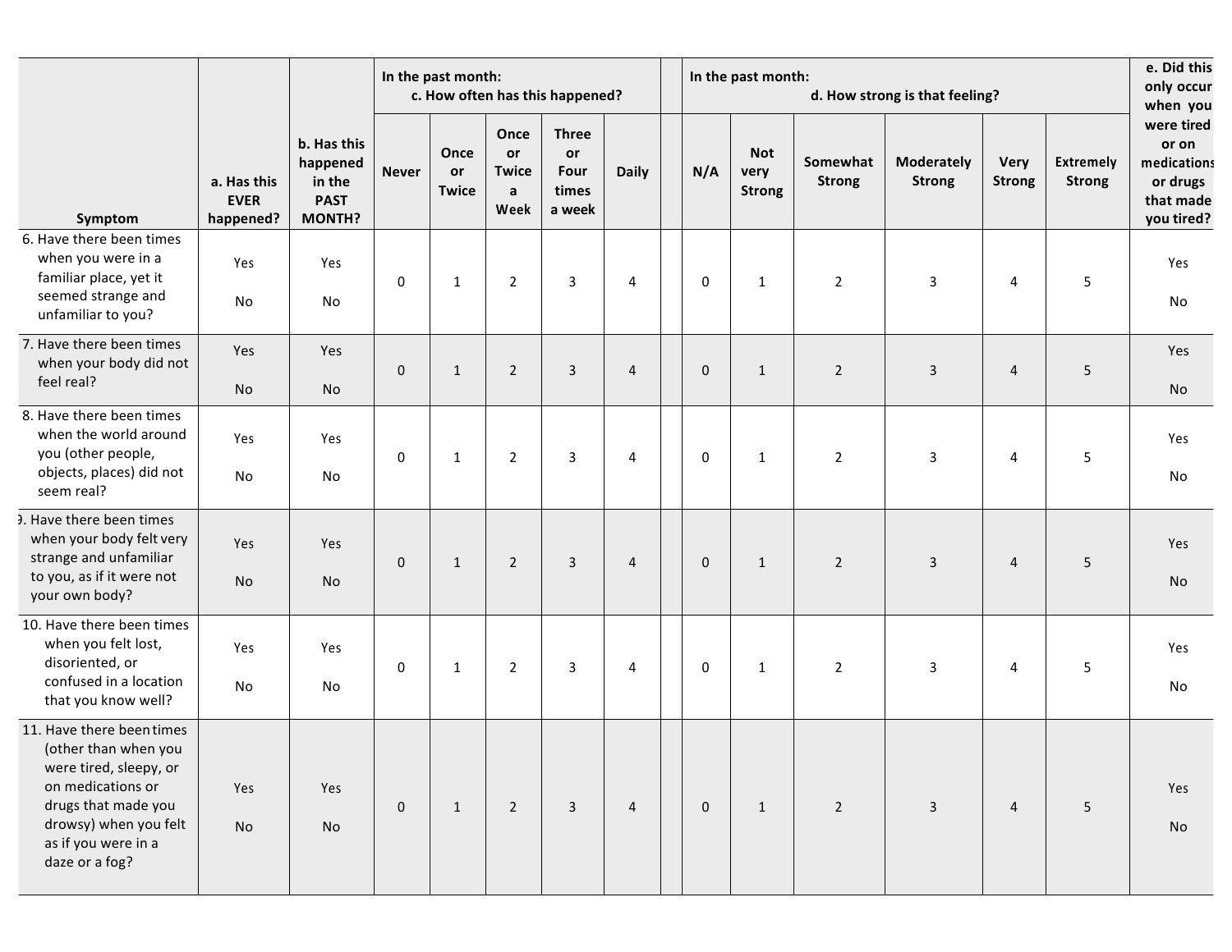| Symptom | a. Has this EVER happened? | b. Has this happened in the PAST MONTH? | In the past month: c. How often has this happened? | | | | | | In the past month: d. How strong is that feeling? | | | | | | e. Did this only occur when you were tired or on medications or drugs that made you tired? |
|---|---|---|---|---|---|---|---|---|---|---|---|---|---|---|---|
| | | | Never | Once or Twice | Once or Twice a Week | Three or Four times a week | Daily | | N/A | Not very Strong | Somewhat Strong | Moderately Strong | Very Strong | Extremely Strong | |
| 6. Have there been times when you were in a familiar place, yet it seemed strange and unfamiliar to you? | Yes No | Yes No | 0 | 1 | 2 | 3 | 4 | | 0 | 1 | 2 | 3 | 4 | 5 | Yes No |
| 7. Have there been times when your body did not feel real? | Yes No | Yes No | 0 | 1 | 2 | 3 | 4 | | 0 | 1 | 2 | 3 | 4 | 5 | Yes No |
| 8. Have there been times when the world around you (other people, objects, places) did not seem real? | Yes No | Yes No | 0 | 1 | 2 | 3 | 4 | | 0 | 1 | 2 | 3 | 4 | 5 | Yes No |
| 9. Have there been times when your body felt very strange and unfamiliar to you, as if it were not your own body? | Yes No | Yes No | 0 | 1 | 2 | 3 | 4 | | 0 | 1 | 2 | 3 | 4 | 5 | Yes No |
| 10. Have there been times when you felt lost, disoriented, or confused in a location that you know well? | Yes No | Yes No | 0 | 1 | 2 | 3 | 4 | | 0 | 1 | 2 | 3 | 4 | 5 | Yes No |
| 11. Have there been times (other than when you were tired, sleepy, or on medications or drugs that made you drowsy) when you felt as if you were in a daze or a fog? | Yes No | Yes No | 0 | 1 | 2 | 3 | 4 | | 0 | 1 | 2 | 3 | 4 | 5 | Yes No |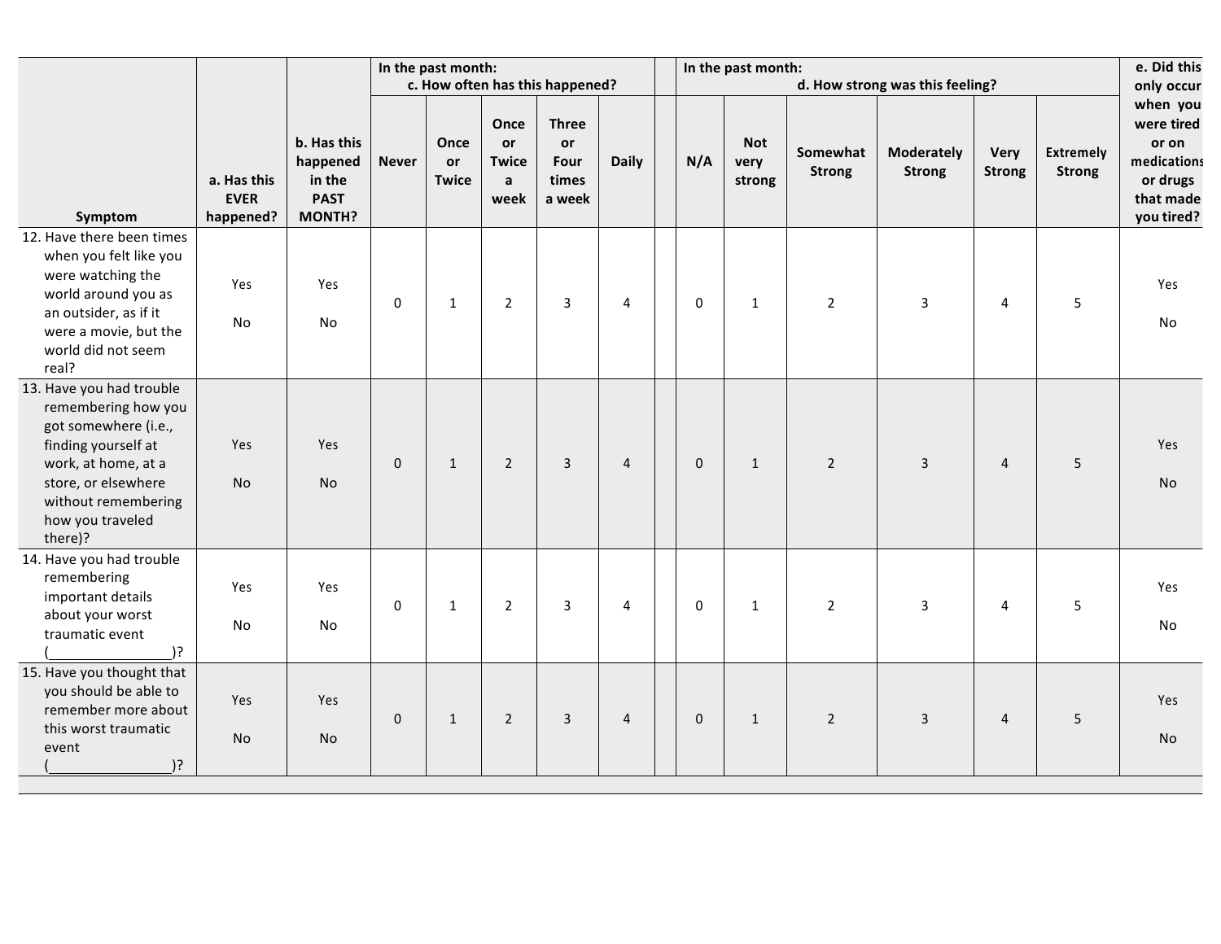| Symptom | a. Has this EVER happened? | b. Has this happened in the PAST MONTH? | In the past month: c. How often has this happened? | | | | | | In the past month: d. How strong was this feeling? | | | | | | e. Did this only occur when you were tired or on medications or drugs that made you tired? |
|---|---|---|---|---|---|---|---|---|---|---|---|---|---|---|---|
| | | | Never | Once or Twice | Once or Twice a week | Three or Four times a week | Daily | | N/A | Not very strong | Somewhat Strong | Moderately Strong | Very Strong | Extremely Strong | |
| 12. Have there been times when you felt like you were watching the world around you as an outsider, as if it were a movie, but the world did not seem real? | Yes No | Yes No | 0 | 1 | 2 | 3 | 4 | | 0 | 1 | 2 | 3 | 4 | 5 | Yes No |
| 13. Have you had trouble remembering how you got somewhere (i.e., finding yourself at work, at home, at a store, or elsewhere without remembering how you traveled there)? | Yes No | Yes No | 0 | 1 | 2 | 3 | 4 | | 0 | 1 | 2 | 3 | 4 | 5 | Yes No |
| 14. Have you had trouble remembering important details about your worst traumatic event (_______________)? | Yes No | Yes No | 0 | 1 | 2 | 3 | 4 | | 0 | 1 | 2 | 3 | 4 | 5 | Yes No |
| 15. Have you thought that you should be able to remember more about this worst traumatic event (_______________)? | Yes No | Yes No | 0 | 1 | 2 | 3 | 4 | | 0 | 1 | 2 | 3 | 4 | 5 | Yes No |